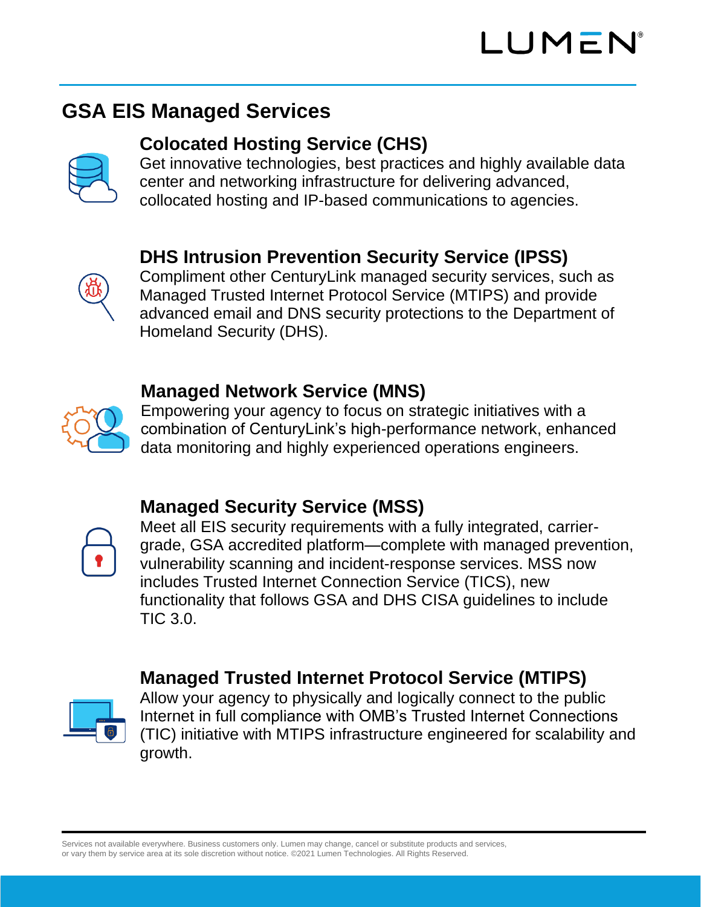## GSA EIS Managed Services

### Colocated Hosting Service (CHS)

Get innovative technologies, best practices and highly available data center and networking infrastructure for delivering advanced, collocated hosting and IP-based communications to agencies.

### DHS Intrusion Prevention Security Service (IPSS)

Compliment other CenturyLink managed security services, such as Managed Trusted Internet Protocol Service (MTIPS) and provide advanced email and DNS security protections to the Department of Homeland Security (DHS).

### Managed Network Service (MNS)

Empowering your agency to focus on strategic initiatives with a combination of CenturyLink's high-performance network, enhanced data monitoring and highly experienced operations engineers.

### Managed Security Service (MSS)

Meet all EIS security requirements with a fully integrated, carrier-grade, GSA accredited platform—complete with managed prevention, vulnerability scanning and incident-response services. MSS now includes Trusted Internet Connection Service (TICS), new functionality that follows GSA and DHS CISA guidelines to include TIC 3.0.

### Managed Trusted Internet Protocol Service (MTIPS)

Allow your agency to physically and logically connect to the public Internet in full compliance with OMB's Trusted Internet Connections (TIC) initiative with MTIPS infrastructure engineered for scalability and growth.

Services not available everywhere. Business customers only. Lumen may change, cancel or substitute products and services, or vary them by service area at its sole discretion without notice. ©2021 Lumen Technologies. All Rights Reserved.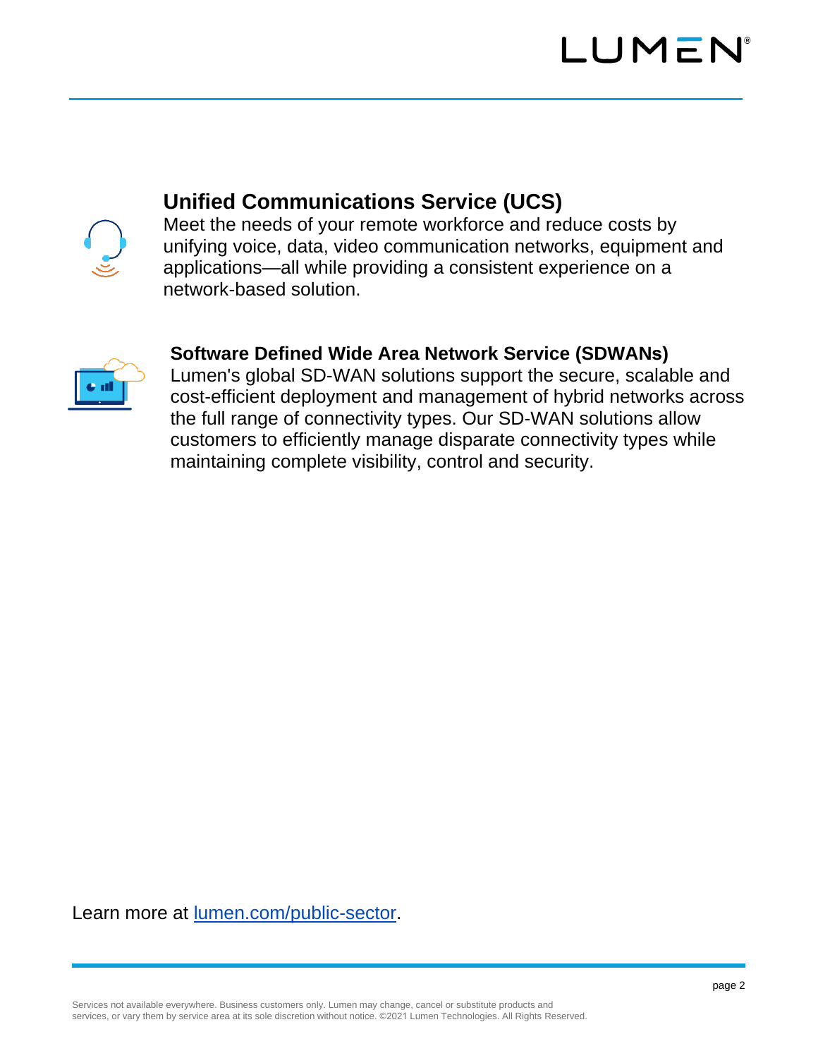## Unified Communications Service (UCS)

Meet the needs of your remote workforce and reduce costs by unifying voice, data, video communication networks, equipment and applications—all while providing a consistent experience on a network-based solution.

## Software Defined Wide Area Network Service (SDWANs)

Lumen's global SD-WAN solutions support the secure, scalable and cost-efficient deployment and management of hybrid networks across the full range of connectivity types. Our SD-WAN solutions allow customers to efficiently manage disparate connectivity types while maintaining complete visibility, control and security.

Learn more at [lumen.com/public-sector](lumen.com/public-sector).

Services not available everywhere. Business customers only. Lumen may change, cancel or substitute products and services, or vary them by service area at its sole discretion without notice. ©2021 Lumen Technologies. All Rights Reserved.